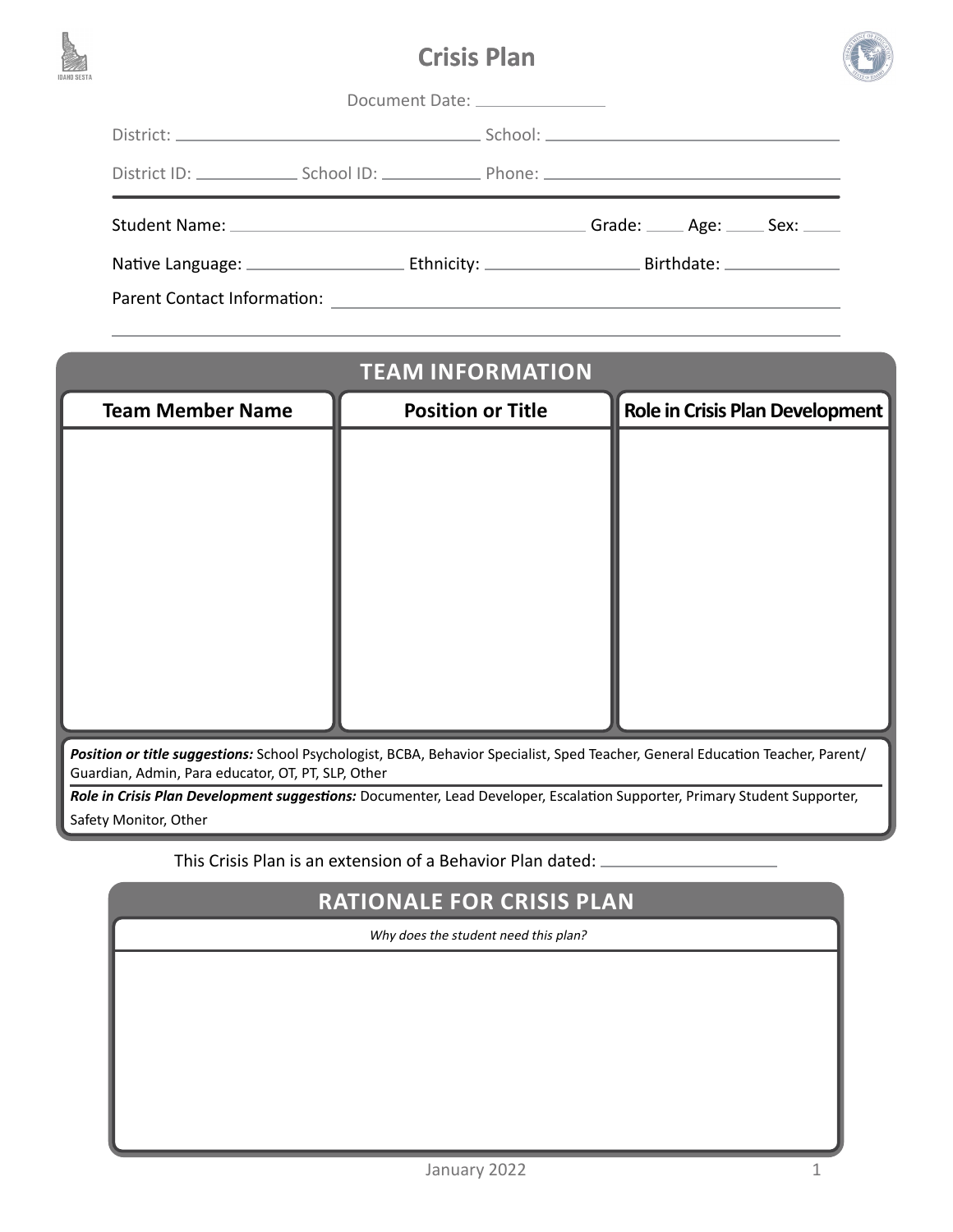# Crisis Plan

Document Date: ______________

District: ______________________________ School: ______________________________

District ID: __________ School ID: __________ Phone: ______________________________

Student Name: ______________________________ Grade: ____ Age: ____ Sex: ____

Native Language: ______________ Ethnicity: ______________ Birthdate: ____________

Parent Contact Information: ______________________________

______________________________________________________________

## TEAM INFORMATION

| Team Member Name | Position or Title | Role in Crisis Plan Development |
|---|---|---|
| | | |

***Position or title suggestions:*** School Psychologist, BCBA, Behavior Specialist, Sped Teacher, General Education Teacher, Parent/Guardian, Admin, Para educator, OT, PT, SLP, Other

***Role in Crisis Plan Development suggestions:*** Documenter, Lead Developer, Escalation Supporter, Primary Student Supporter, Safety Monitor, Other

This Crisis Plan is an extension of a Behavior Plan dated: ________________

## RATIONALE FOR CRISIS PLAN

*Why does the student need this plan?*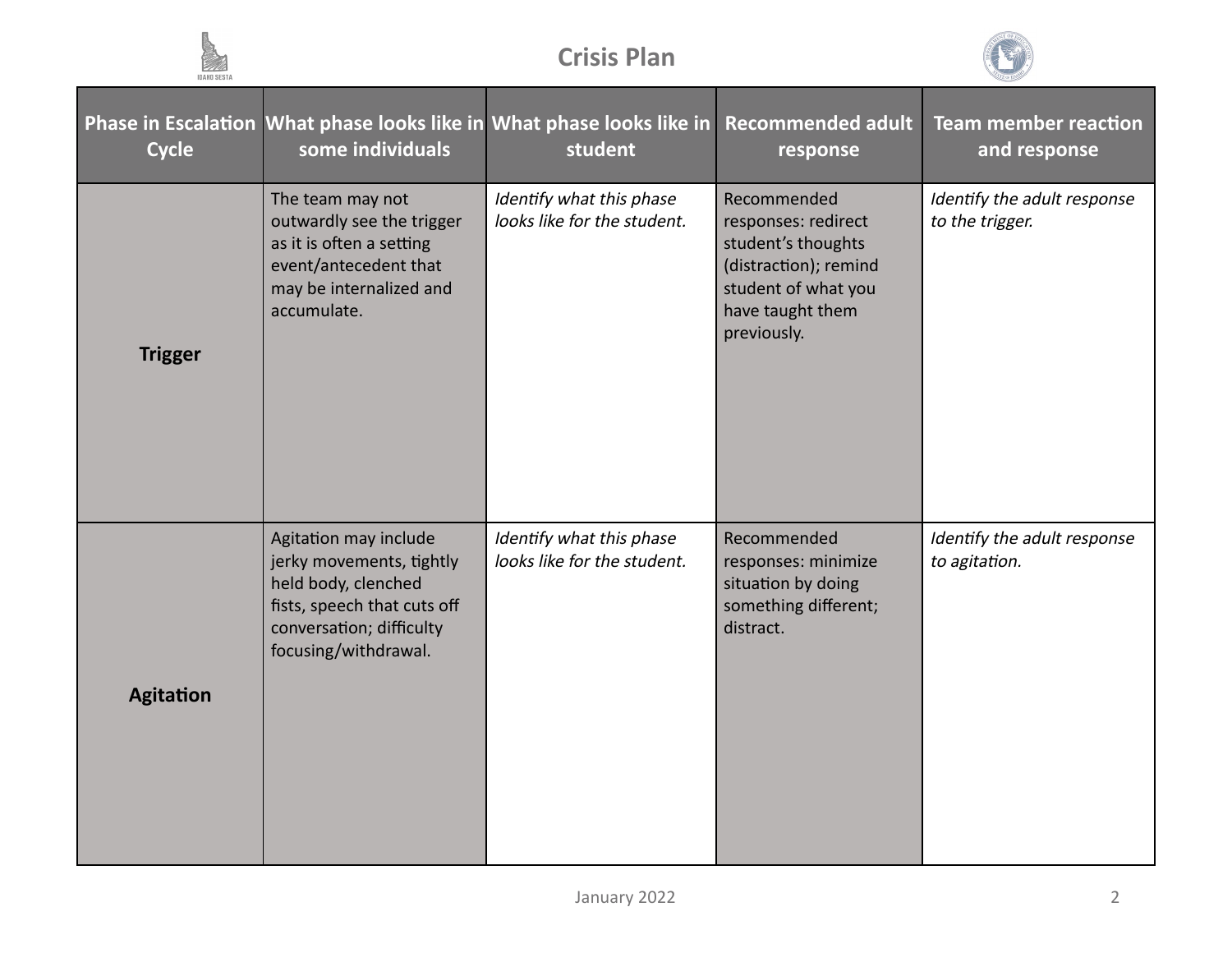# Crisis Plan

| Phase in Escalation Cycle | What phase looks like in some individuals | What phase looks like in student | Recommended adult response | Team member reaction and response |
|---|---|---|---|---|
| **Trigger** | The team may not outwardly see the trigger as it is often a setting event/antecedent that may be internalized and accumulate. | *Identify what this phase looks like for the student.* | Recommended responses: redirect student's thoughts (distraction); remind student of what you have taught them previously. | *Identify the adult response to the trigger.* |
| **Agitation** | Agitation may include jerky movements, tightly held body, clenched fists, speech that cuts off conversation; difficulty focusing/withdrawal. | *Identify what this phase looks like for the student.* | Recommended responses: minimize situation by doing something different; distract. | *Identify the adult response to agitation.* |

January 2022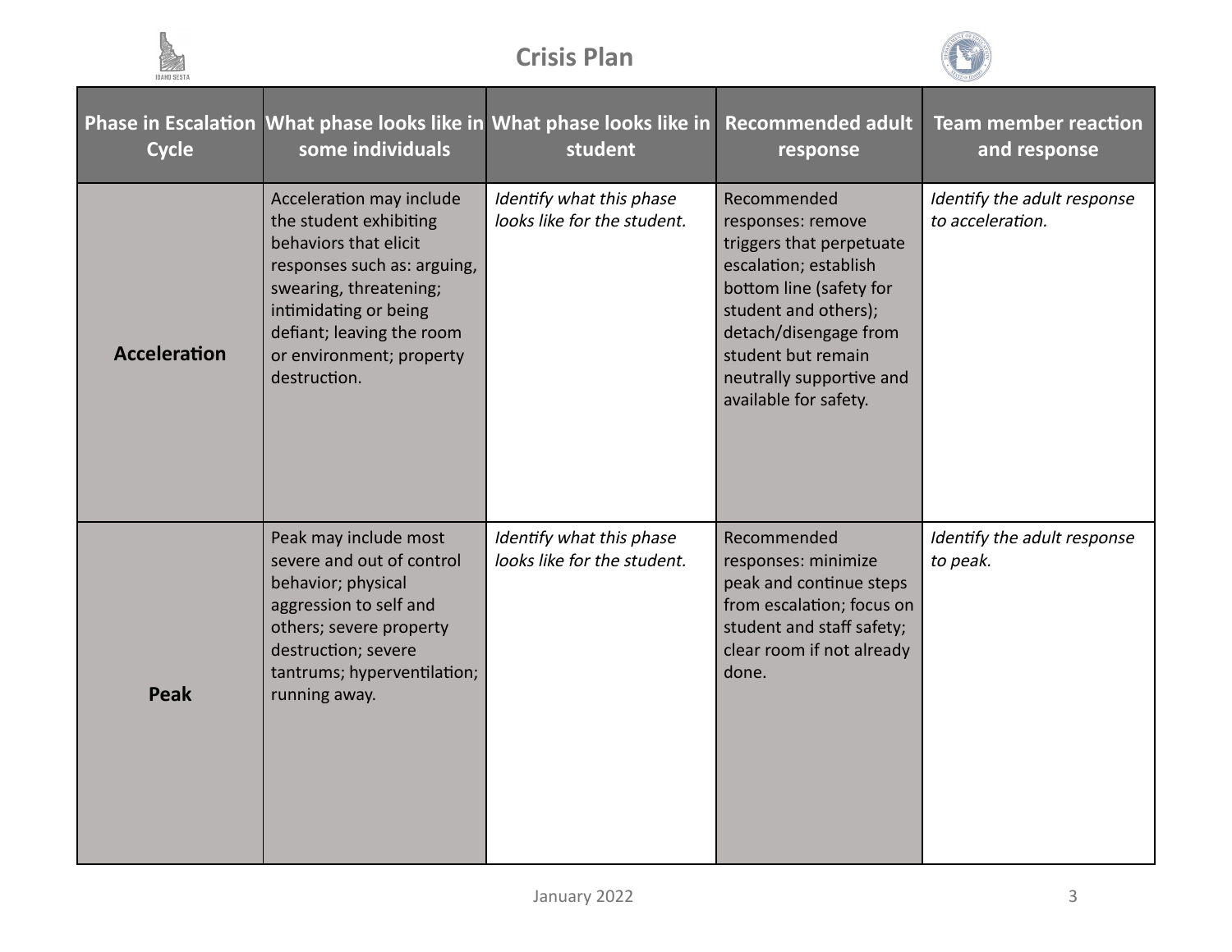# Crisis Plan

| Phase in Escalation Cycle | What phase looks like in some individuals | What phase looks like in student | Recommended adult response | Team member reaction and response |
|---|---|---|---|---|
| **Acceleration** | Acceleration may include the student exhibiting behaviors that elicit responses such as: arguing, swearing, threatening; intimidating or being defiant; leaving the room or environment; property destruction. | *Identify what this phase looks like for the student.* | Recommended responses: remove triggers that perpetuate escalation; establish bottom line (safety for student and others); detach/disengage from student but remain neutrally supportive and available for safety. | *Identify the adult response to acceleration.* |
| **Peak** | Peak may include most severe and out of control behavior; physical aggression to self and others; severe property destruction; severe tantrums; hyperventilation; running away. | *Identify what this phase looks like for the student.* | Recommended responses: minimize peak and continue steps from escalation; focus on student and staff safety; clear room if not already done. | *Identify the adult response to peak.* |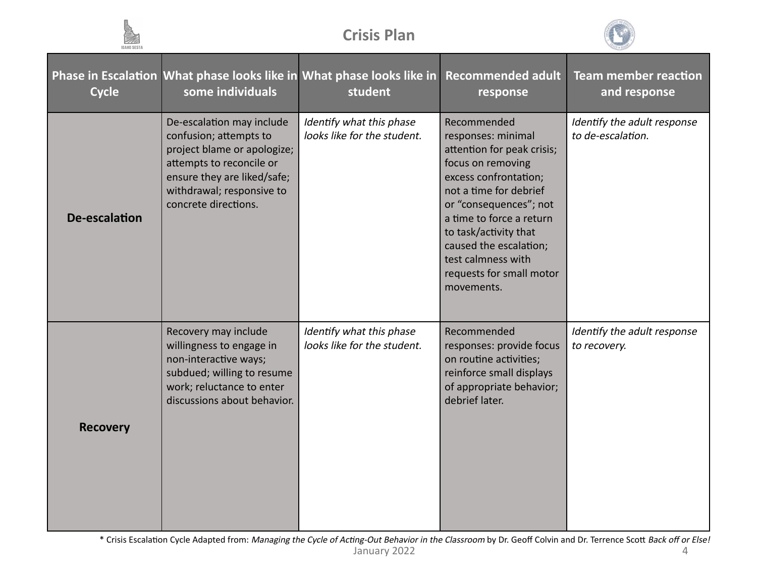# Crisis Plan

| Phase in Escalation Cycle | What phase looks like in some individuals | What phase looks like in student | Recommended adult response | Team member reaction and response |
|---|---|---|---|---|
| **De-escalation** | De-escalation may include confusion; attempts to project blame or apologize; attempts to reconcile or ensure they are liked/safe; withdrawal; responsive to concrete directions. | *Identify what this phase looks like for the student.* | Recommended responses: minimal attention for peak crisis; focus on removing excess confrontation; not a time for debrief or "consequences"; not a time to force a return to task/activity that caused the escalation; test calmness with requests for small motor movements. | *Identify the adult response to de-escalation.* |
| **Recovery** | Recovery may include willingness to engage in non-interactive ways; subdued; willing to resume work; reluctance to enter discussions about behavior. | *Identify what this phase looks like for the student.* | Recommended responses: provide focus on routine activities; reinforce small displays of appropriate behavior; debrief later. | *Identify the adult response to recovery.* |

* Crisis Escalation Cycle Adapted from: *Managing the Cycle of Acting-Out Behavior in the Classroom* by Dr. Geoff Colvin and Dr. Terrence Scott *Back off or Else!*

January 2022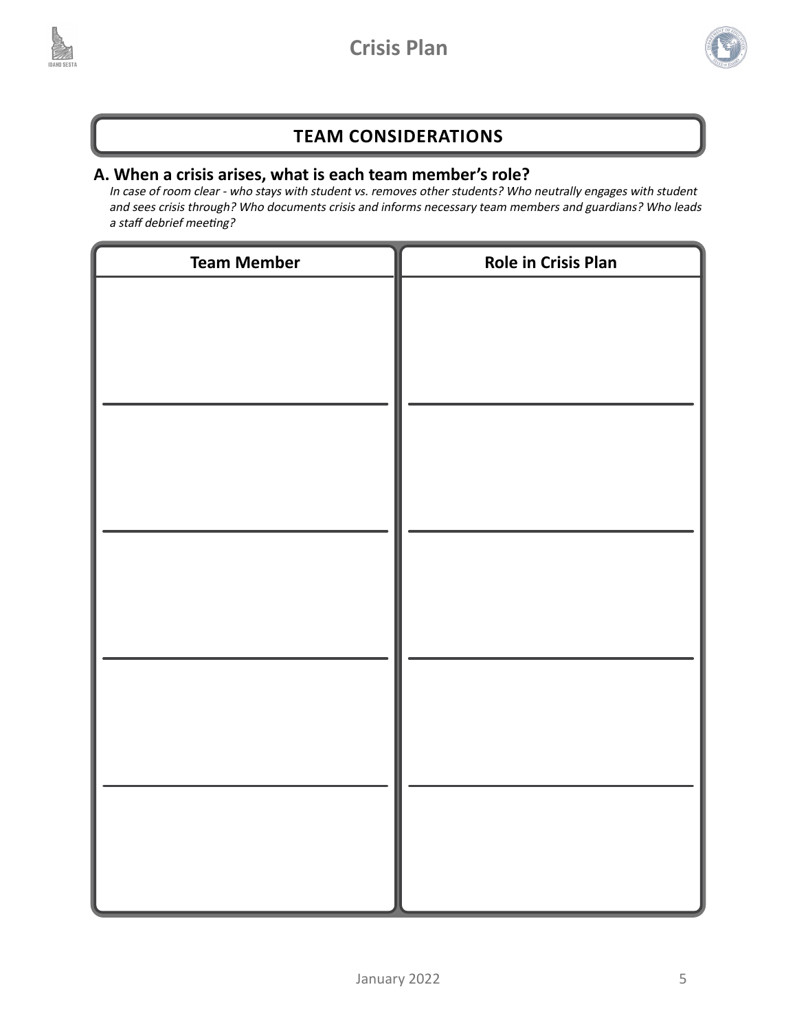## TEAM CONSIDERATIONS

### A. When a crisis arises, what is each team member's role?

*In case of room clear - who stays with student vs. removes other students? Who neutrally engages with student and sees crisis through? Who documents crisis and informs necessary team members and guardians? Who leads a staff debrief meeting?*

| Team Member | Role in Crisis Plan |
|---|---|
| | |
| | |
| | |
| | |
| | |